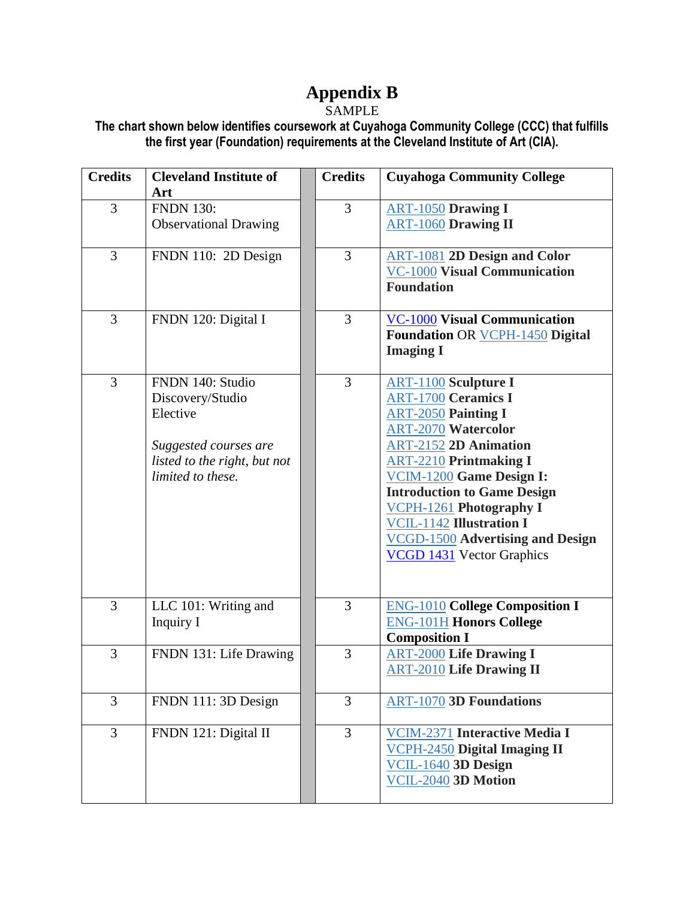# Appendix B

SAMPLE

**The chart shown below identifies coursework at Cuyahoga Community College (CCC) that fulfills the first year (Foundation) requirements at the Cleveland Institute of Art (CIA).**

| Credits | Cleveland Institute of Art | | Credits | Cuyahoga Community College |
|---|---|---|---|---|
| 3 | FNDN 130: Observational Drawing | | 3 | ART-1050 **Drawing I**<br>ART-1060 **Drawing II** |
| 3 | FNDN 110: 2D Design | | 3 | ART-1081 **2D Design and Color**<br>VC-1000 **Visual Communication Foundation** |
| 3 | FNDN 120: Digital I | | 3 | VC-1000 **Visual Communication Foundation** OR VCPH-1450 **Digital Imaging I** |
| 3 | FNDN 140: Studio Discovery/Studio Elective<br><br>*Suggested courses are listed to the right, but not limited to these.* | | 3 | ART-1100 **Sculpture I**<br>ART-1700 **Ceramics I**<br>ART-2050 **Painting I**<br>ART-2070 **Watercolor**<br>ART-2152 **2D Animation**<br>ART-2210 **Printmaking I**<br>VCIM-1200 **Game Design I: Introduction to Game Design**<br>VCPH-1261 **Photography I**<br>VCIL-1142 **Illustration I**<br>VCGD-1500 **Advertising and Design**<br>VCGD 1431 Vector Graphics |
| 3 | LLC 101: Writing and Inquiry I | | 3 | ENG-1010 **College Composition I**<br>ENG-101H **Honors College Composition I** |
| 3 | FNDN 131: Life Drawing | | 3 | ART-2000 **Life Drawing I**<br>ART-2010 **Life Drawing II** |
| 3 | FNDN 111: 3D Design | | 3 | ART-1070 **3D Foundations** |
| 3 | FNDN 121: Digital II | | 3 | VCIM-2371 **Interactive Media I**<br>VCPH-2450 **Digital Imaging II**<br>VCIL-1640 **3D Design**<br>VCIL-2040 **3D Motion** |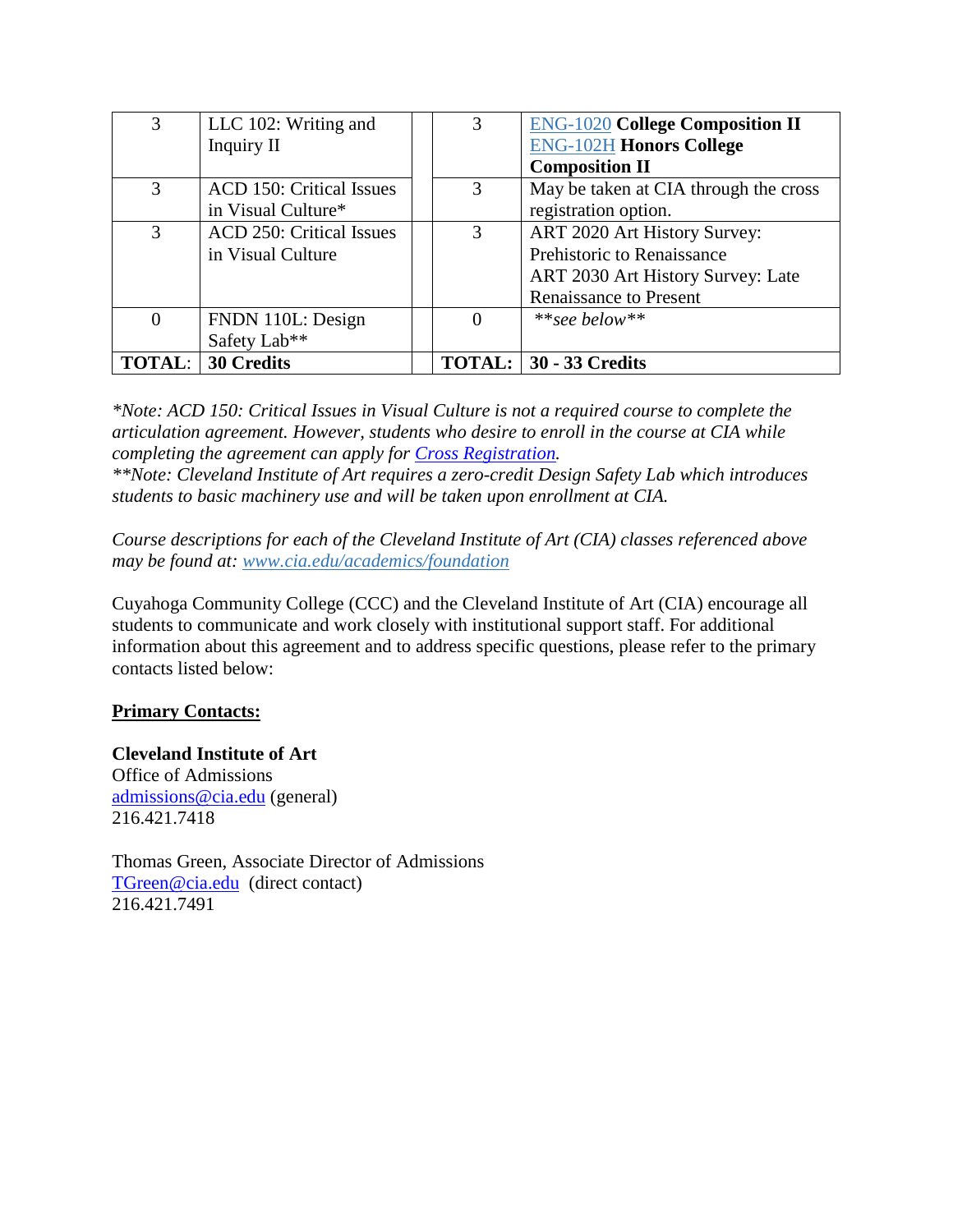| | | | | |
|---|---|---|---|---|
| 3 | LLC 102: Writing and Inquiry II | | 3 | ENG-1020 **College Composition II** ENG-102H **Honors College Composition II** |
| 3 | ACD 150: Critical Issues in Visual Culture* | | 3 | May be taken at CIA through the cross registration option. |
| 3 | ACD 250: Critical Issues in Visual Culture | | 3 | ART 2020 Art History Survey: Prehistoric to Renaissance ART 2030 Art History Survey: Late Renaissance to Present |
| 0 | FNDN 110L: Design Safety Lab** | | 0 | *\*\*see below\*\** |
| **TOTAL**: | **30 Credits** | | **TOTAL:** | **30 - 33 Credits** |

*\*Note: ACD 150: Critical Issues in Visual Culture is not a required course to complete the articulation agreement. However, students who desire to enroll in the course at CIA while completing the agreement can apply for Cross Registration.*
*\*\*Note: Cleveland Institute of Art requires a zero-credit Design Safety Lab which introduces students to basic machinery use and will be taken upon enrollment at CIA.*

*Course descriptions for each of the Cleveland Institute of Art (CIA) classes referenced above may be found at: www.cia.edu/academics/foundation*

Cuyahoga Community College (CCC) and the Cleveland Institute of Art (CIA) encourage all students to communicate and work closely with institutional support staff. For additional information about this agreement and to address specific questions, please refer to the primary contacts listed below:

**Primary Contacts:**

**Cleveland Institute of Art**
Office of Admissions
admissions@cia.edu (general)
216.421.7418

Thomas Green, Associate Director of Admissions
TGreen@cia.edu (direct contact)
216.421.7491